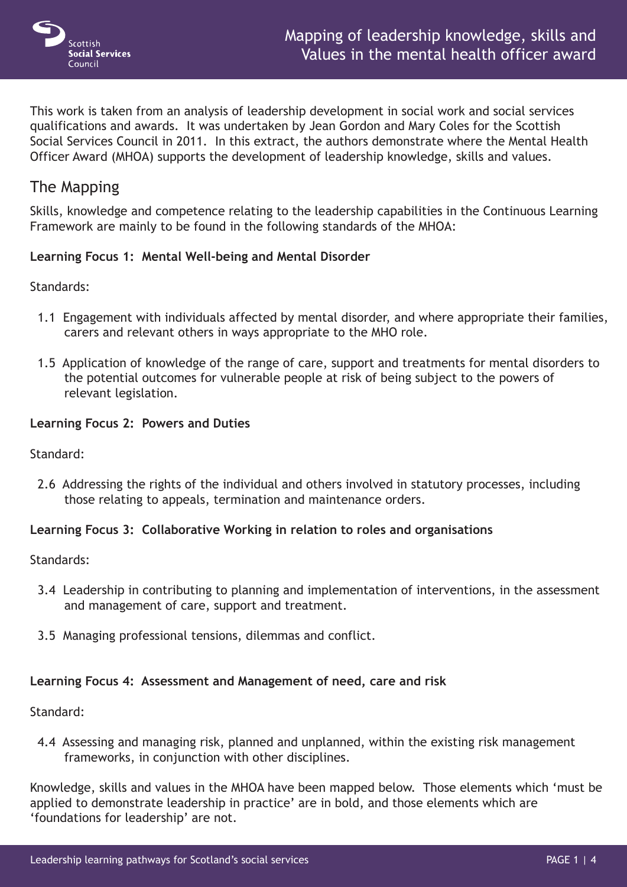# Mapping of leadership knowledge, skills and Values in the mental health officer award

This work is taken from an analysis of leadership development in social work and social services qualifications and awards. It was undertaken by Jean Gordon and Mary Coles for the Scottish Social Services Council in 2011. In this extract, the authors demonstrate where the Mental Health Officer Award (MHOA) supports the development of leadership knowledge, skills and values.

## The Mapping

Skills, knowledge and competence relating to the leadership capabilities in the Continuous Learning Framework are mainly to be found in the following standards of the MHOA:

**Learning Focus 1: Mental Well-being and Mental Disorder**

Standards:

1.1 Engagement with individuals affected by mental disorder, and where appropriate their families, carers and relevant others in ways appropriate to the MHO role.

1.5 Application of knowledge of the range of care, support and treatments for mental disorders to the potential outcomes for vulnerable people at risk of being subject to the powers of relevant legislation.

**Learning Focus 2: Powers and Duties**

Standard:

2.6 Addressing the rights of the individual and others involved in statutory processes, including those relating to appeals, termination and maintenance orders.

**Learning Focus 3: Collaborative Working in relation to roles and organisations**

Standards:

3.4 Leadership in contributing to planning and implementation of interventions, in the assessment and management of care, support and treatment.

3.5 Managing professional tensions, dilemmas and conflict.

**Learning Focus 4: Assessment and Management of need, care and risk**

Standard:

4.4 Assessing and managing risk, planned and unplanned, within the existing risk management frameworks, in conjunction with other disciplines.

Knowledge, skills and values in the MHOA have been mapped below. Those elements which 'must be applied to demonstrate leadership in practice' are in bold, and those elements which are 'foundations for leadership' are not.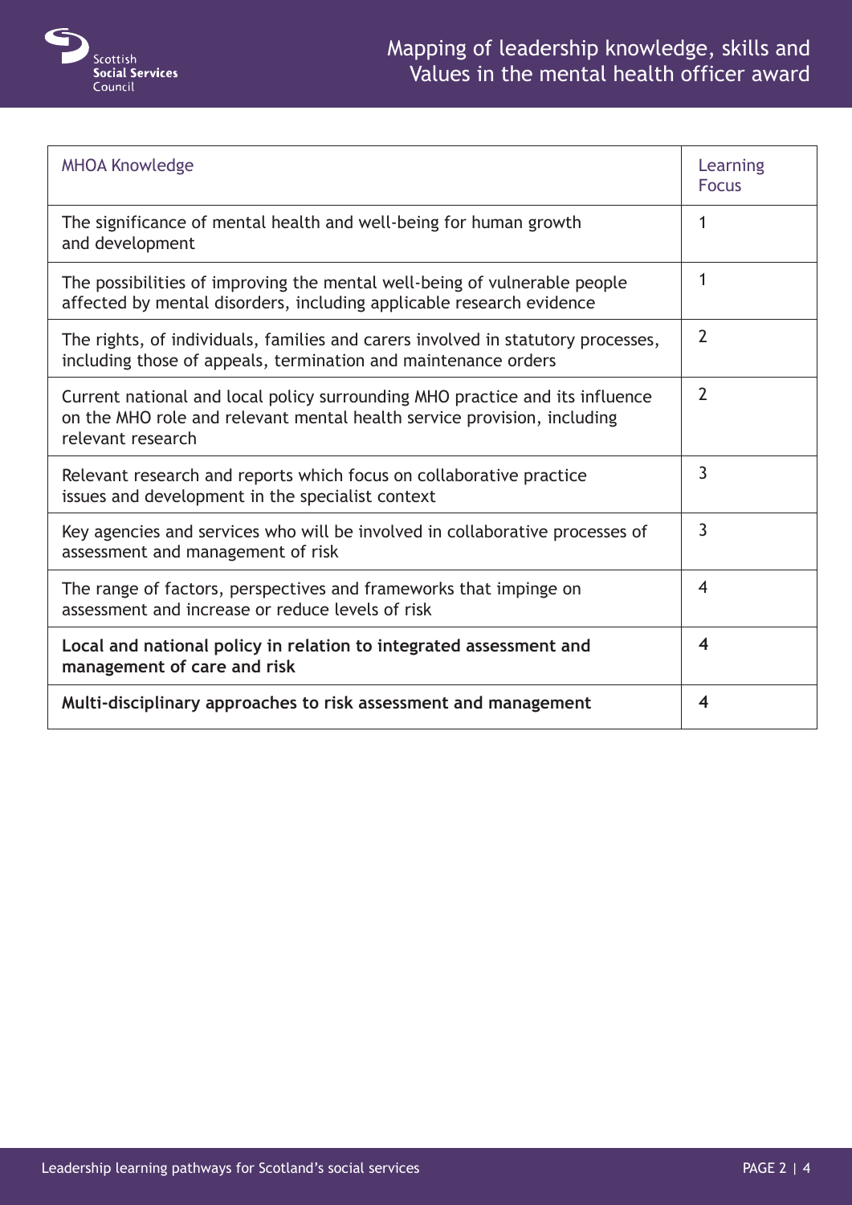| MHOA Knowledge | Learning Focus |
| --- | --- |
| The significance of mental health and well-being for human growth and development | 1 |
| The possibilities of improving the mental well-being of vulnerable people affected by mental disorders, including applicable research evidence | 1 |
| The rights, of individuals, families and carers involved in statutory processes, including those of appeals, termination and maintenance orders | 2 |
| Current national and local policy surrounding MHO practice and its influence on the MHO role and relevant mental health service provision, including relevant research | 2 |
| Relevant research and reports which focus on collaborative practice issues and development in the specialist context | 3 |
| Key agencies and services who will be involved in collaborative processes of assessment and management of risk | 3 |
| The range of factors, perspectives and frameworks that impinge on assessment and increase or reduce levels of risk | 4 |
| **Local and national policy in relation to integrated assessment and management of care and risk** | **4** |
| **Multi-disciplinary approaches to risk assessment and management** | **4** |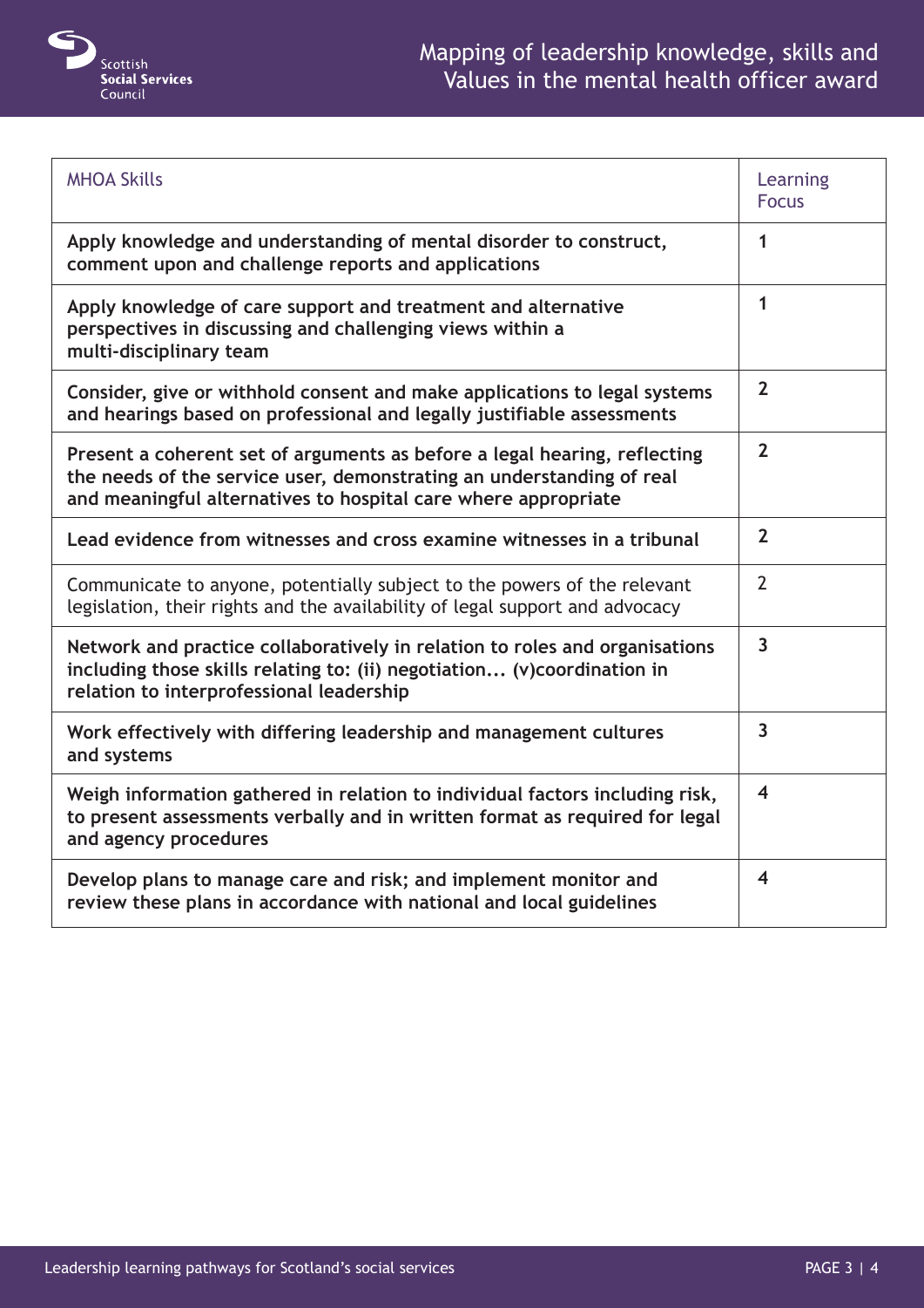| MHOA Skills | Learning Focus |
|---|---|
| **Apply knowledge and understanding of mental disorder to construct, comment upon and challenge reports and applications** | **1** |
| **Apply knowledge of care support and treatment and alternative perspectives in discussing and challenging views within a multi-disciplinary team** | **1** |
| **Consider, give or withhold consent and make applications to legal systems and hearings based on professional and legally justifiable assessments** | **2** |
| **Present a coherent set of arguments as before a legal hearing, reflecting the needs of the service user, demonstrating an understanding of real and meaningful alternatives to hospital care where appropriate** | **2** |
| **Lead evidence from witnesses and cross examine witnesses in a tribunal** | **2** |
| Communicate to anyone, potentially subject to the powers of the relevant legislation, their rights and the availability of legal support and advocacy | 2 |
| **Network and practice collaboratively in relation to roles and organisations including those skills relating to: (ii) negotiation... (v)coordination in relation to interprofessional leadership** | **3** |
| **Work effectively with differing leadership and management cultures and systems** | **3** |
| **Weigh information gathered in relation to individual factors including risk, to present assessments verbally and in written format as required for legal and agency procedures** | **4** |
| **Develop plans to manage care and risk; and implement monitor and review these plans in accordance with national and local guidelines** | **4** |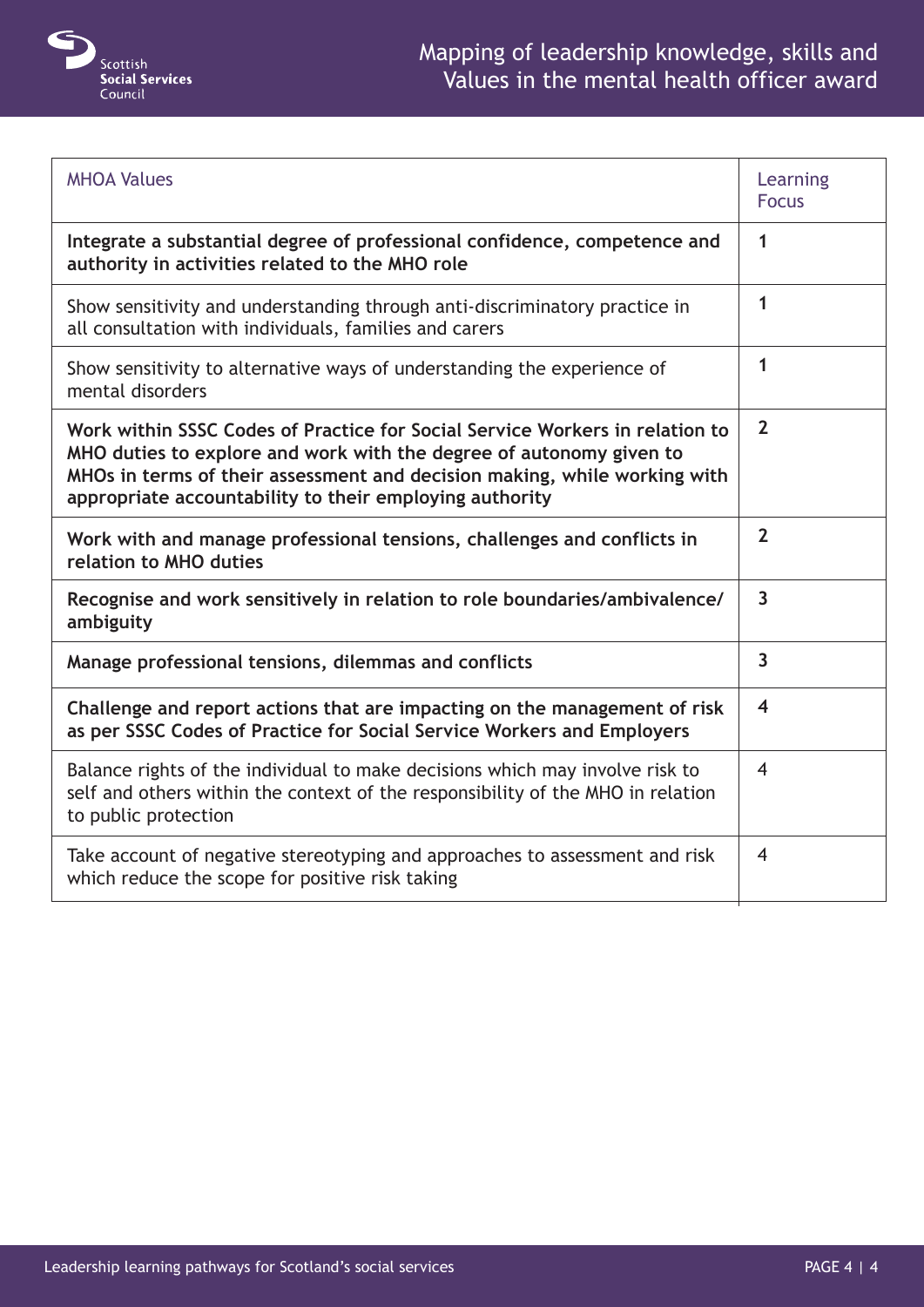| MHOA Values | Learning Focus |
| --- | --- |
| **Integrate a substantial degree of professional confidence, competence and authority in activities related to the MHO role** | **1** |
| Show sensitivity and understanding through anti-discriminatory practice in all consultation with individuals, families and carers | **1** |
| Show sensitivity to alternative ways of understanding the experience of mental disorders | **1** |
| **Work within SSSC Codes of Practice for Social Service Workers in relation to MHO duties to explore and work with the degree of autonomy given to MHOs in terms of their assessment and decision making, while working with appropriate accountability to their employing authority** | **2** |
| **Work with and manage professional tensions, challenges and conflicts in relation to MHO duties** | **2** |
| **Recognise and work sensitively in relation to role boundaries/ambivalence/ ambiguity** | **3** |
| **Manage professional tensions, dilemmas and conflicts** | **3** |
| **Challenge and report actions that are impacting on the management of risk as per SSSC Codes of Practice for Social Service Workers and Employers** | **4** |
| Balance rights of the individual to make decisions which may involve risk to self and others within the context of the responsibility of the MHO in relation to public protection | 4 |
| Take account of negative stereotyping and approaches to assessment and risk which reduce the scope for positive risk taking | 4 |